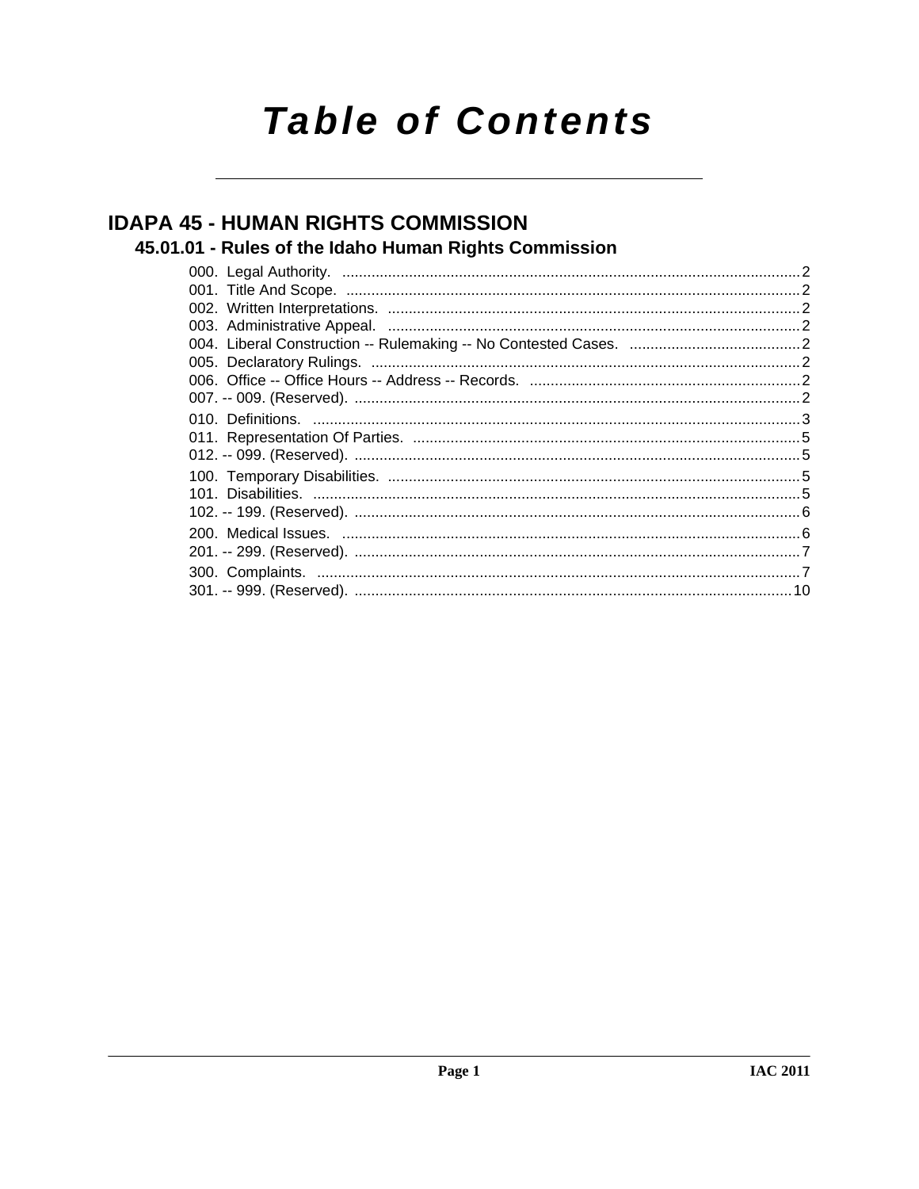# Table of Contents

## IDAPA 45 - HUMAN RIGHTS COMMISSION

### 45.01.01 - Rules of the Idaho Human Rights Commission

000. Legal Authority. ....................................................................................................... 2
001. Title And Scope. ......................................................................................................... 2
002. Written Interpretations. ............................................................................................ 2
003. Administrative Appeal. ............................................................................................. 2
004. Liberal Construction -- Rulemaking -- No Contested Cases. ........................................ 2
005. Declaratory Rulings. ................................................................................................. 2
006. Office -- Office Hours -- Address -- Records. .............................................................. 2
007. -- 009. (Reserved). ...................................................................................................... 2
010. Definitions. ................................................................................................................ 3
011. Representation Of Parties. ........................................................................................ 5
012. -- 099. (Reserved). ...................................................................................................... 5
100. Temporary Disabilities. ............................................................................................ 5
101. Disabilities. ................................................................................................................ 5
102. -- 199. (Reserved). ...................................................................................................... 6
200. Medical Issues. .......................................................................................................... 6
201. -- 299. (Reserved). ...................................................................................................... 7
300. Complaints. ............................................................................................................... 7
301. -- 999. (Reserved). ...................................................................................................... 10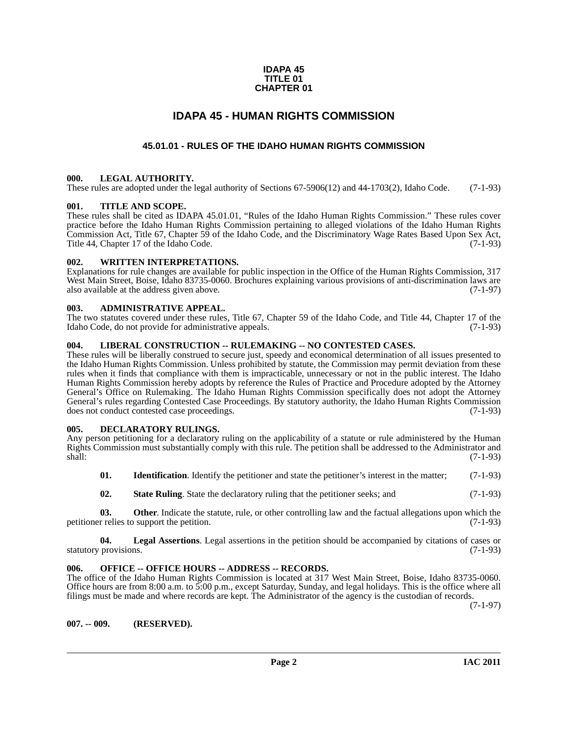**IDAPA 45**
**TITLE 01**
**CHAPTER 01**

# IDAPA 45 - HUMAN RIGHTS COMMISSION

## 45.01.01 - RULES OF THE IDAHO HUMAN RIGHTS COMMISSION

### 000. LEGAL AUTHORITY.

These rules are adopted under the legal authority of Sections 67-5906(12) and 44-1703(2), Idaho Code. (7-1-93)

### 001. TITLE AND SCOPE.

These rules shall be cited as IDAPA 45.01.01, "Rules of the Idaho Human Rights Commission." These rules cover practice before the Idaho Human Rights Commission pertaining to alleged violations of the Idaho Human Rights Commission Act, Title 67, Chapter 59 of the Idaho Code, and the Discriminatory Wage Rates Based Upon Sex Act, Title 44, Chapter 17 of the Idaho Code. (7-1-93)

### 002. WRITTEN INTERPRETATIONS.

Explanations for rule changes are available for public inspection in the Office of the Human Rights Commission, 317 West Main Street, Boise, Idaho 83735-0060. Brochures explaining various provisions of anti-discrimination laws are also available at the address given above. (7-1-97)

### 003. ADMINISTRATIVE APPEAL.

The two statutes covered under these rules, Title 67, Chapter 59 of the Idaho Code, and Title 44, Chapter 17 of the Idaho Code, do not provide for administrative appeals. (7-1-93)

### 004. LIBERAL CONSTRUCTION -- RULEMAKING -- NO CONTESTED CASES.

These rules will be liberally construed to secure just, speedy and economical determination of all issues presented to the Idaho Human Rights Commission. Unless prohibited by statute, the Commission may permit deviation from these rules when it finds that compliance with them is impracticable, unnecessary or not in the public interest. The Idaho Human Rights Commission hereby adopts by reference the Rules of Practice and Procedure adopted by the Attorney General's Office on Rulemaking. The Idaho Human Rights Commission specifically does not adopt the Attorney General's rules regarding Contested Case Proceedings. By statutory authority, the Idaho Human Rights Commission does not conduct contested case proceedings. (7-1-93)

### 005. DECLARATORY RULINGS.

Any person petitioning for a declaratory ruling on the applicability of a statute or rule administered by the Human Rights Commission must substantially comply with this rule. The petition shall be addressed to the Administrator and shall: (7-1-93)

**01. Identification**. Identify the petitioner and state the petitioner's interest in the matter; (7-1-93)

**02. State Ruling**. State the declaratory ruling that the petitioner seeks; and (7-1-93)

**03. Other**. Indicate the statute, rule, or other controlling law and the factual allegations upon which the petitioner relies to support the petition. (7-1-93)

**04. Legal Assertions**. Legal assertions in the petition should be accompanied by citations of cases or statutory provisions. (7-1-93)

### 006. OFFICE -- OFFICE HOURS -- ADDRESS -- RECORDS.

The office of the Idaho Human Rights Commission is located at 317 West Main Street, Boise, Idaho 83735-0060. Office hours are from 8:00 a.m. to 5:00 p.m., except Saturday, Sunday, and legal holidays. This is the office where all filings must be made and where records are kept. The Administrator of the agency is the custodian of records. (7-1-97)

### 007. -- 009. (RESERVED).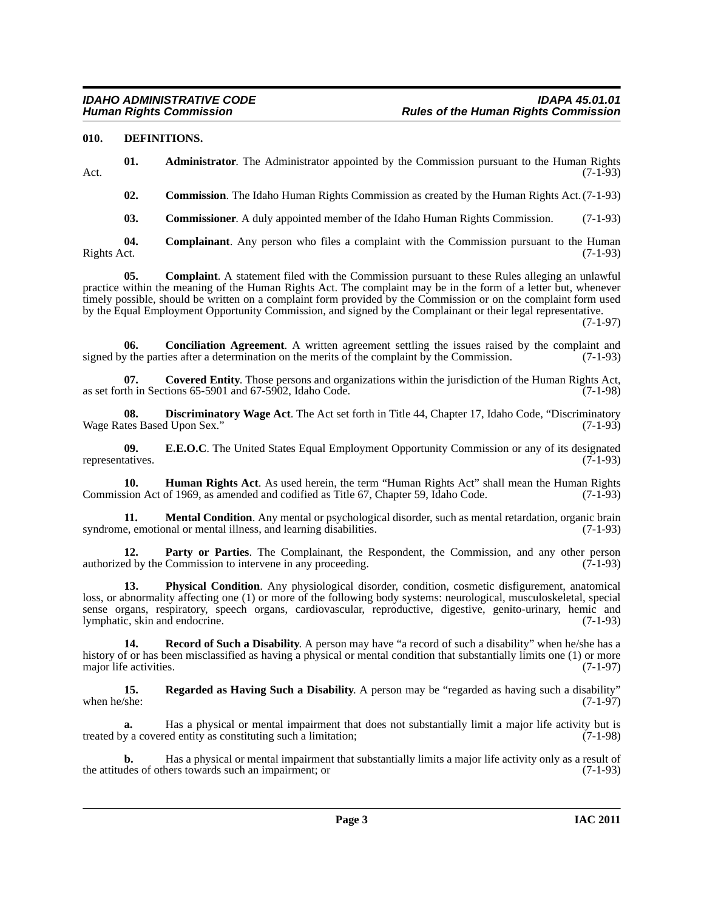### 010. DEFINITIONS.

**01. Administrator**. The Administrator appointed by the Commission pursuant to the Human Rights Act. (7-1-93)

**02. Commission**. The Idaho Human Rights Commission as created by the Human Rights Act. (7-1-93)

**03. Commissioner**. A duly appointed member of the Idaho Human Rights Commission. (7-1-93)

**04. Complainant**. Any person who files a complaint with the Commission pursuant to the Human Rights Act. (7-1-93)

**05. Complaint**. A statement filed with the Commission pursuant to these Rules alleging an unlawful practice within the meaning of the Human Rights Act. The complaint may be in the form of a letter but, whenever timely possible, should be written on a complaint form provided by the Commission or on the complaint form used by the Equal Employment Opportunity Commission, and signed by the Complainant or their legal representative. (7-1-97)

**06. Conciliation Agreement**. A written agreement settling the issues raised by the complaint and signed by the parties after a determination on the merits of the complaint by the Commission. (7-1-93)

**07. Covered Entity**. Those persons and organizations within the jurisdiction of the Human Rights Act, as set forth in Sections 65-5901 and 67-5902, Idaho Code. (7-1-98)

**08. Discriminatory Wage Act**. The Act set forth in Title 44, Chapter 17, Idaho Code, "Discriminatory Wage Rates Based Upon Sex." (7-1-93)

**09. E.E.O.C**. The United States Equal Employment Opportunity Commission or any of its designated representatives. (7-1-93)

**10. Human Rights Act**. As used herein, the term "Human Rights Act" shall mean the Human Rights Commission Act of 1969, as amended and codified as Title 67, Chapter 59, Idaho Code. (7-1-93)

**11. Mental Condition**. Any mental or psychological disorder, such as mental retardation, organic brain syndrome, emotional or mental illness, and learning disabilities. (7-1-93)

**12. Party or Parties**. The Complainant, the Respondent, the Commission, and any other person authorized by the Commission to intervene in any proceeding. (7-1-93)

**13. Physical Condition**. Any physiological disorder, condition, cosmetic disfigurement, anatomical loss, or abnormality affecting one (1) or more of the following body systems: neurological, musculoskeletal, special sense organs, respiratory, speech organs, cardiovascular, reproductive, digestive, genito-urinary, hemic and lymphatic, skin and endocrine. (7-1-93)

**14. Record of Such a Disability**. A person may have "a record of such a disability" when he/she has a history of or has been misclassified as having a physical or mental condition that substantially limits one (1) or more major life activities. (7-1-97)

**15. Regarded as Having Such a Disability**. A person may be "regarded as having such a disability" when he/she: (7-1-97)

**a.** Has a physical or mental impairment that does not substantially limit a major life activity but is treated by a covered entity as constituting such a limitation; (7-1-98)

**b.** Has a physical or mental impairment that substantially limits a major life activity only as a result of the attitudes of others towards such an impairment; or (7-1-93)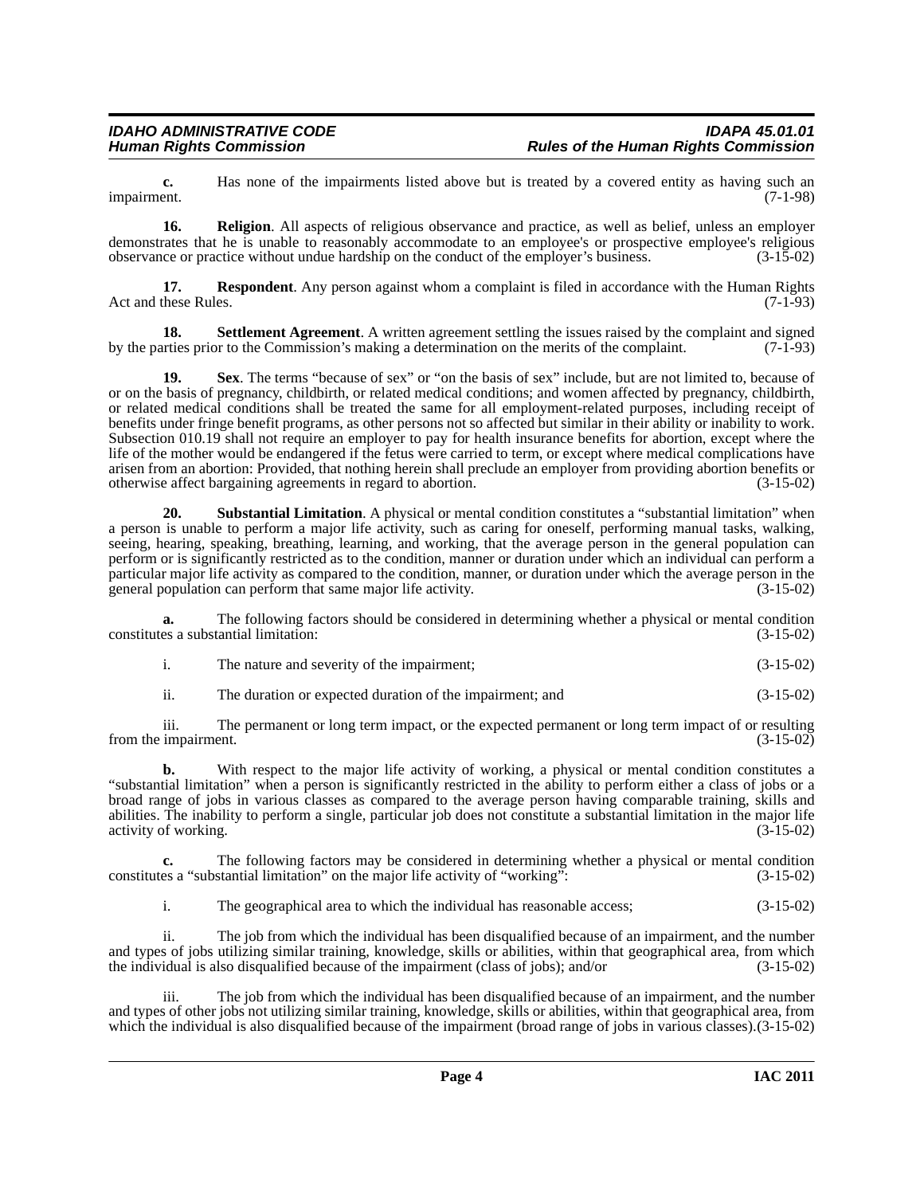**c.** Has none of the impairments listed above but is treated by a covered entity as having such an impairment. (7-1-98)

**16. Religion**. All aspects of religious observance and practice, as well as belief, unless an employer demonstrates that he is unable to reasonably accommodate to an employee's or prospective employee's religious observance or practice without undue hardship on the conduct of the employer's business. (3-15-02)

**17. Respondent**. Any person against whom a complaint is filed in accordance with the Human Rights Act and these Rules. (7-1-93)

**18. Settlement Agreement**. A written agreement settling the issues raised by the complaint and signed by the parties prior to the Commission's making a determination on the merits of the complaint. (7-1-93)

**19. Sex**. The terms "because of sex" or "on the basis of sex" include, but are not limited to, because of or on the basis of pregnancy, childbirth, or related medical conditions; and women affected by pregnancy, childbirth, or related medical conditions shall be treated the same for all employment-related purposes, including receipt of benefits under fringe benefit programs, as other persons not so affected but similar in their ability or inability to work. Subsection 010.19 shall not require an employer to pay for health insurance benefits for abortion, except where the life of the mother would be endangered if the fetus were carried to term, or except where medical complications have arisen from an abortion: Provided, that nothing herein shall preclude an employer from providing abortion benefits or otherwise affect bargaining agreements in regard to abortion. (3-15-02)

**20. Substantial Limitation**. A physical or mental condition constitutes a "substantial limitation" when a person is unable to perform a major life activity, such as caring for oneself, performing manual tasks, walking, seeing, hearing, speaking, breathing, learning, and working, that the average person in the general population can perform or is significantly restricted as to the condition, manner or duration under which an individual can perform a particular major life activity as compared to the condition, manner, or duration under which the average person in the general population can perform that same major life activity. (3-15-02)

**a.** The following factors should be considered in determining whether a physical or mental condition constitutes a substantial limitation: (3-15-02)

i. The nature and severity of the impairment; (3-15-02)

ii. The duration or expected duration of the impairment; and (3-15-02)

iii. The permanent or long term impact, or the expected permanent or long term impact of or resulting from the impairment. (3-15-02)

**b.** With respect to the major life activity of working, a physical or mental condition constitutes a "substantial limitation" when a person is significantly restricted in the ability to perform either a class of jobs or a broad range of jobs in various classes as compared to the average person having comparable training, skills and abilities. The inability to perform a single, particular job does not constitute a substantial limitation in the major life activity of working. (3-15-02)

**c.** The following factors may be considered in determining whether a physical or mental condition constitutes a "substantial limitation" on the major life activity of "working": (3-15-02)

i. The geographical area to which the individual has reasonable access; (3-15-02)

ii. The job from which the individual has been disqualified because of an impairment, and the number and types of jobs utilizing similar training, knowledge, skills or abilities, within that geographical area, from which the individual is also disqualified because of the impairment (class of jobs); and/or (3-15-02)

iii. The job from which the individual has been disqualified because of an impairment, and the number and types of other jobs not utilizing similar training, knowledge, skills or abilities, within that geographical area, from which the individual is also disqualified because of the impairment (broad range of jobs in various classes).(3-15-02)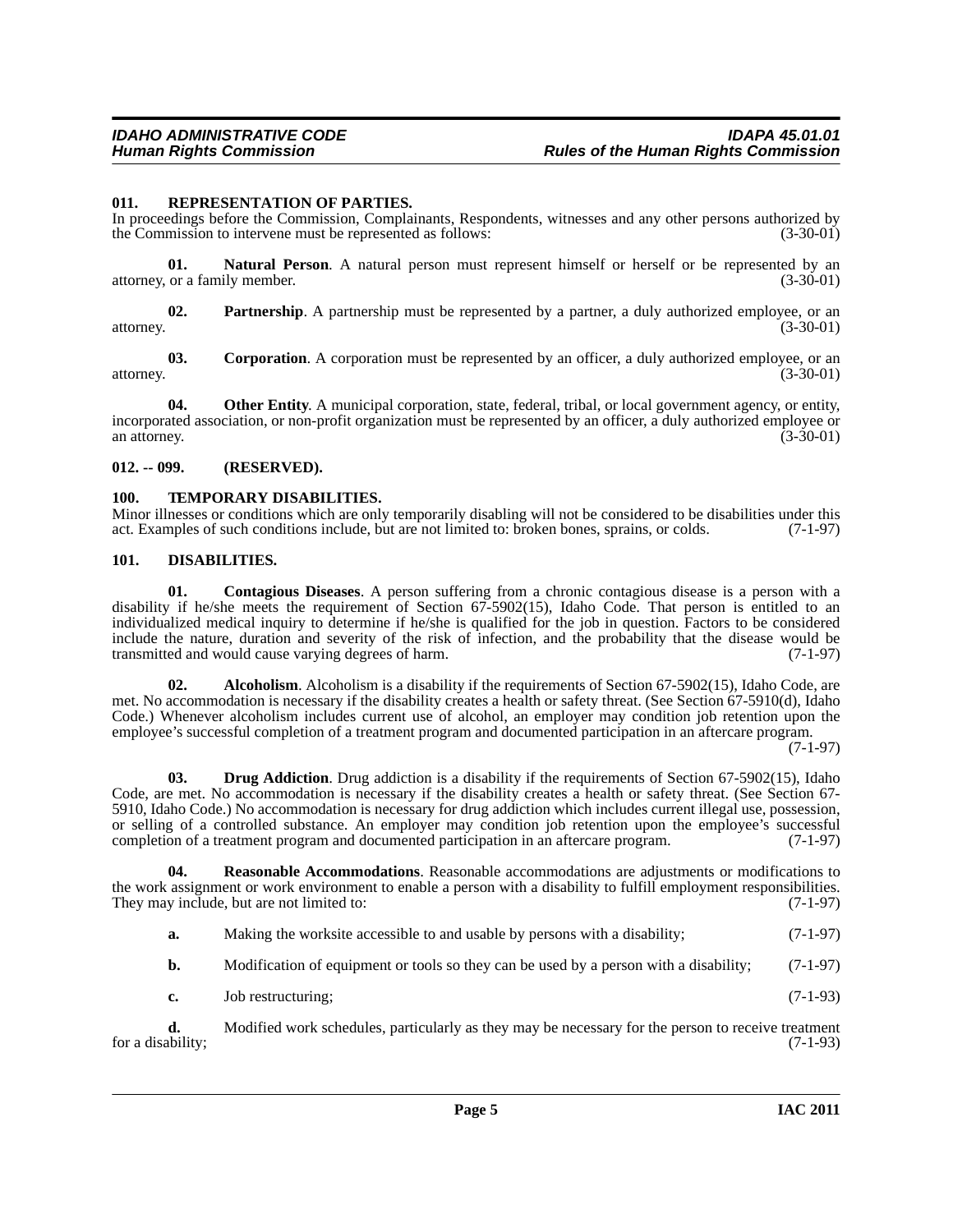### 011. REPRESENTATION OF PARTIES.

In proceedings before the Commission, Complainants, Respondents, witnesses and any other persons authorized by the Commission to intervene must be represented as follows: (3-30-01)

**01. Natural Person**. A natural person must represent himself or herself or be represented by an attorney, or a family member. (3-30-01)

**02. Partnership**. A partnership must be represented by a partner, a duly authorized employee, or an attorney. (3-30-01)

**03. Corporation**. A corporation must be represented by an officer, a duly authorized employee, or an attorney. (3-30-01)

**04. Other Entity**. A municipal corporation, state, federal, tribal, or local government agency, or entity, incorporated association, or non-profit organization must be represented by an officer, a duly authorized employee or an attorney. (3-30-01)

### 012. -- 099. (RESERVED).

### 100. TEMPORARY DISABILITIES.

Minor illnesses or conditions which are only temporarily disabling will not be considered to be disabilities under this act. Examples of such conditions include, but are not limited to: broken bones, sprains, or colds. (7-1-97)

### 101. DISABILITIES.

**01. Contagious Diseases**. A person suffering from a chronic contagious disease is a person with a disability if he/she meets the requirement of Section 67-5902(15), Idaho Code. That person is entitled to an individualized medical inquiry to determine if he/she is qualified for the job in question. Factors to be considered include the nature, duration and severity of the risk of infection, and the probability that the disease would be transmitted and would cause varying degrees of harm. (7-1-97)

**02. Alcoholism**. Alcoholism is a disability if the requirements of Section 67-5902(15), Idaho Code, are met. No accommodation is necessary if the disability creates a health or safety threat. (See Section 67-5910(d), Idaho Code.) Whenever alcoholism includes current use of alcohol, an employer may condition job retention upon the employee's successful completion of a treatment program and documented participation in an aftercare program. (7-1-97)

**03. Drug Addiction**. Drug addiction is a disability if the requirements of Section 67-5902(15), Idaho Code, are met. No accommodation is necessary if the disability creates a health or safety threat. (See Section 67-5910, Idaho Code.) No accommodation is necessary for drug addiction which includes current illegal use, possession, or selling of a controlled substance. An employer may condition job retention upon the employee's successful completion of a treatment program and documented participation in an aftercare program. (7-1-97)

**04. Reasonable Accommodations**. Reasonable accommodations are adjustments or modifications to the work assignment or work environment to enable a person with a disability to fulfill employment responsibilities. They may include, but are not limited to: (7-1-97)

**a.** Making the worksite accessible to and usable by persons with a disability; (7-1-97)

**b.** Modification of equipment or tools so they can be used by a person with a disability; (7-1-97)

**c.** Job restructuring; (7-1-93)

**d.** Modified work schedules, particularly as they may be necessary for the person to receive treatment for a disability; (7-1-93)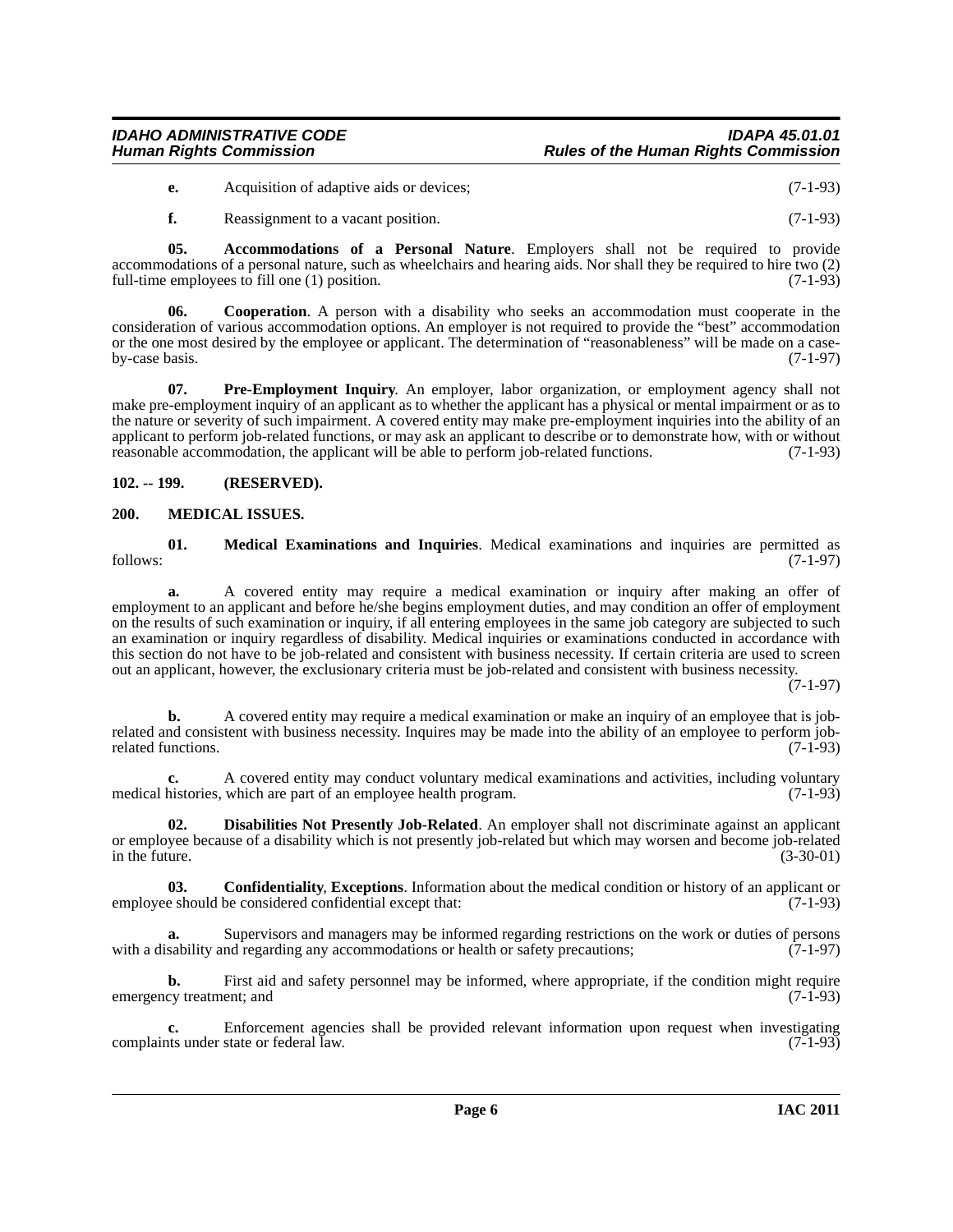**e.** Acquisition of adaptive aids or devices; (7-1-93)

**f.** Reassignment to a vacant position. (7-1-93)

**05. Accommodations of a Personal Nature**. Employers shall not be required to provide accommodations of a personal nature, such as wheelchairs and hearing aids. Nor shall they be required to hire two (2) full-time employees to fill one (1) position. (7-1-93)

**06. Cooperation**. A person with a disability who seeks an accommodation must cooperate in the consideration of various accommodation options. An employer is not required to provide the "best" accommodation or the one most desired by the employee or applicant. The determination of "reasonableness" will be made on a case-by-case basis. (7-1-97)

**07. Pre-Employment Inquiry**. An employer, labor organization, or employment agency shall not make pre-employment inquiry of an applicant as to whether the applicant has a physical or mental impairment or as to the nature or severity of such impairment. A covered entity may make pre-employment inquiries into the ability of an applicant to perform job-related functions, or may ask an applicant to describe or to demonstrate how, with or without reasonable accommodation, the applicant will be able to perform job-related functions. (7-1-93)

## 102. -- 199. (RESERVED).

## 200. MEDICAL ISSUES.

**01. Medical Examinations and Inquiries**. Medical examinations and inquiries are permitted as follows: (7-1-97)

**a.** A covered entity may require a medical examination or inquiry after making an offer of employment to an applicant and before he/she begins employment duties, and may condition an offer of employment on the results of such examination or inquiry, if all entering employees in the same job category are subjected to such an examination or inquiry regardless of disability. Medical inquiries or examinations conducted in accordance with this section do not have to be job-related and consistent with business necessity. If certain criteria are used to screen out an applicant, however, the exclusionary criteria must be job-related and consistent with business necessity. (7-1-97)

**b.** A covered entity may require a medical examination or make an inquiry of an employee that is job-related and consistent with business necessity. Inquires may be made into the ability of an employee to perform job-related functions. (7-1-93)

**c.** A covered entity may conduct voluntary medical examinations and activities, including voluntary medical histories, which are part of an employee health program. (7-1-93)

**02. Disabilities Not Presently Job-Related**. An employer shall not discriminate against an applicant or employee because of a disability which is not presently job-related but which may worsen and become job-related in the future. (3-30-01)

**03. Confidentiality**, **Exceptions**. Information about the medical condition or history of an applicant or employee should be considered confidential except that: (7-1-93)

**a.** Supervisors and managers may be informed regarding restrictions on the work or duties of persons with a disability and regarding any accommodations or health or safety precautions; (7-1-97)

**b.** First aid and safety personnel may be informed, where appropriate, if the condition might require emergency treatment; and (7-1-93)

**c.** Enforcement agencies shall be provided relevant information upon request when investigating complaints under state or federal law. (7-1-93)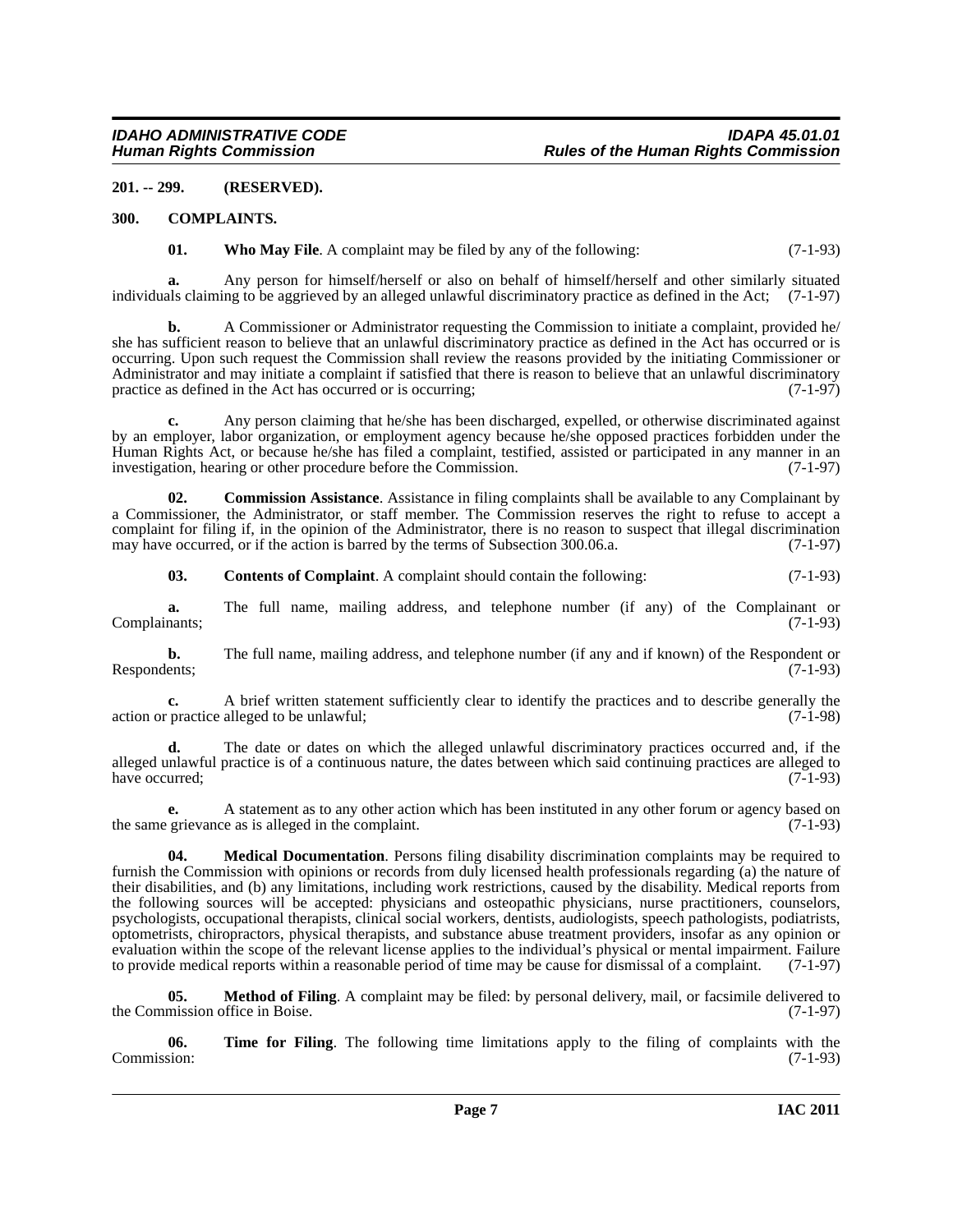**201. -- 299. (RESERVED).**

**300. COMPLAINTS.**

**01. Who May File**. A complaint may be filed by any of the following: (7-1-93)

**a.** Any person for himself/herself or also on behalf of himself/herself and other similarly situated individuals claiming to be aggrieved by an alleged unlawful discriminatory practice as defined in the Act; (7-1-97)

**b.** A Commissioner or Administrator requesting the Commission to initiate a complaint, provided he/she has sufficient reason to believe that an unlawful discriminatory practice as defined in the Act has occurred or is occurring. Upon such request the Commission shall review the reasons provided by the initiating Commissioner or Administrator and may initiate a complaint if satisfied that there is reason to believe that an unlawful discriminatory practice as defined in the Act has occurred or is occurring; (7-1-97)

**c.** Any person claiming that he/she has been discharged, expelled, or otherwise discriminated against by an employer, labor organization, or employment agency because he/she opposed practices forbidden under the Human Rights Act, or because he/she has filed a complaint, testified, assisted or participated in any manner in an investigation, hearing or other procedure before the Commission. (7-1-97)

**02. Commission Assistance**. Assistance in filing complaints shall be available to any Complainant by a Commissioner, the Administrator, or staff member. The Commission reserves the right to refuse to accept a complaint for filing if, in the opinion of the Administrator, there is no reason to suspect that illegal discrimination may have occurred, or if the action is barred by the terms of Subsection 300.06.a. (7-1-97)

**03. Contents of Complaint**. A complaint should contain the following: (7-1-93)

**a.** The full name, mailing address, and telephone number (if any) of the Complainant or Complainants; (7-1-93)

**b.** The full name, mailing address, and telephone number (if any and if known) of the Respondent or Respondents; (7-1-93)

**c.** A brief written statement sufficiently clear to identify the practices and to describe generally the action or practice alleged to be unlawful; (7-1-98)

**d.** The date or dates on which the alleged unlawful discriminatory practices occurred and, if the alleged unlawful practice is of a continuous nature, the dates between which said continuing practices are alleged to have occurred; (7-1-93)

**e.** A statement as to any other action which has been instituted in any other forum or agency based on the same grievance as is alleged in the complaint. (7-1-93)

**04. Medical Documentation**. Persons filing disability discrimination complaints may be required to furnish the Commission with opinions or records from duly licensed health professionals regarding (a) the nature of their disabilities, and (b) any limitations, including work restrictions, caused by the disability. Medical reports from the following sources will be accepted: physicians and osteopathic physicians, nurse practitioners, counselors, psychologists, occupational therapists, clinical social workers, dentists, audiologists, speech pathologists, podiatrists, optometrists, chiropractors, physical therapists, and substance abuse treatment providers, insofar as any opinion or evaluation within the scope of the relevant license applies to the individual's physical or mental impairment. Failure to provide medical reports within a reasonable period of time may be cause for dismissal of a complaint. (7-1-97)

**05. Method of Filing**. A complaint may be filed: by personal delivery, mail, or facsimile delivered to the Commission office in Boise. (7-1-97)

**06. Time for Filing**. The following time limitations apply to the filing of complaints with the Commission: (7-1-93)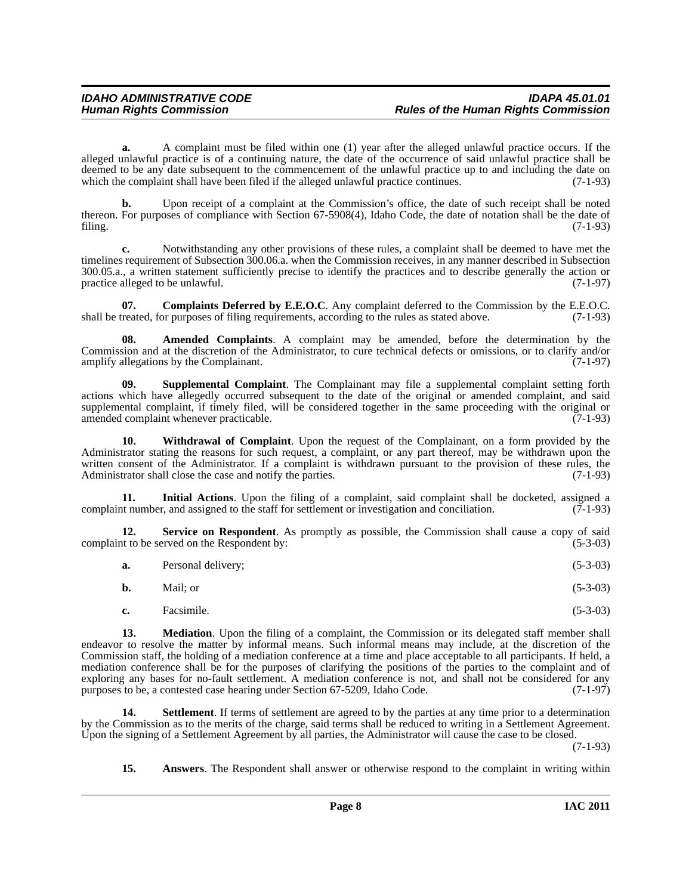**a.** A complaint must be filed within one (1) year after the alleged unlawful practice occurs. If the alleged unlawful practice is of a continuing nature, the date of the occurrence of said unlawful practice shall be deemed to be any date subsequent to the commencement of the unlawful practice up to and including the date on which the complaint shall have been filed if the alleged unlawful practice continues. (7-1-93)

**b.** Upon receipt of a complaint at the Commission's office, the date of such receipt shall be noted thereon. For purposes of compliance with Section 67-5908(4), Idaho Code, the date of notation shall be the date of filing. (7-1-93)

**c.** Notwithstanding any other provisions of these rules, a complaint shall be deemed to have met the timelines requirement of Subsection 300.06.a. when the Commission receives, in any manner described in Subsection 300.05.a., a written statement sufficiently precise to identify the practices and to describe generally the action or practice alleged to be unlawful. (7-1-97)

**07. Complaints Deferred by E.E.O.C**. Any complaint deferred to the Commission by the E.E.O.C. shall be treated, for purposes of filing requirements, according to the rules as stated above. (7-1-93)

**08. Amended Complaints**. A complaint may be amended, before the determination by the Commission and at the discretion of the Administrator, to cure technical defects or omissions, or to clarify and/or amplify allegations by the Complainant. (7-1-97)

**09. Supplemental Complaint**. The Complainant may file a supplemental complaint setting forth actions which have allegedly occurred subsequent to the date of the original or amended complaint, and said supplemental complaint, if timely filed, will be considered together in the same proceeding with the original or amended complaint whenever practicable. (7-1-93)

**10. Withdrawal of Complaint**. Upon the request of the Complainant, on a form provided by the Administrator stating the reasons for such request, a complaint, or any part thereof, may be withdrawn upon the written consent of the Administrator. If a complaint is withdrawn pursuant to the provision of these rules, the Administrator shall close the case and notify the parties. (7-1-93)

**11. Initial Actions**. Upon the filing of a complaint, said complaint shall be docketed, assigned a complaint number, and assigned to the staff for settlement or investigation and conciliation. (7-1-93)

**12. Service on Respondent**. As promptly as possible, the Commission shall cause a copy of said complaint to be served on the Respondent by: (5-3-03)

**a.** Personal delivery; (5-3-03)

**b.** Mail; or (5-3-03)

**c.** Facsimile. (5-3-03)

**13. Mediation**. Upon the filing of a complaint, the Commission or its delegated staff member shall endeavor to resolve the matter by informal means. Such informal means may include, at the discretion of the Commission staff, the holding of a mediation conference at a time and place acceptable to all participants. If held, a mediation conference shall be for the purposes of clarifying the positions of the parties to the complaint and of exploring any bases for no-fault settlement. A mediation conference is not, and shall not be considered for any purposes to be, a contested case hearing under Section 67-5209, Idaho Code. (7-1-97)

**14. Settlement**. If terms of settlement are agreed to by the parties at any time prior to a determination by the Commission as to the merits of the charge, said terms shall be reduced to writing in a Settlement Agreement. Upon the signing of a Settlement Agreement by all parties, the Administrator will cause the case to be closed. (7-1-93)

**15. Answers**. The Respondent shall answer or otherwise respond to the complaint in writing within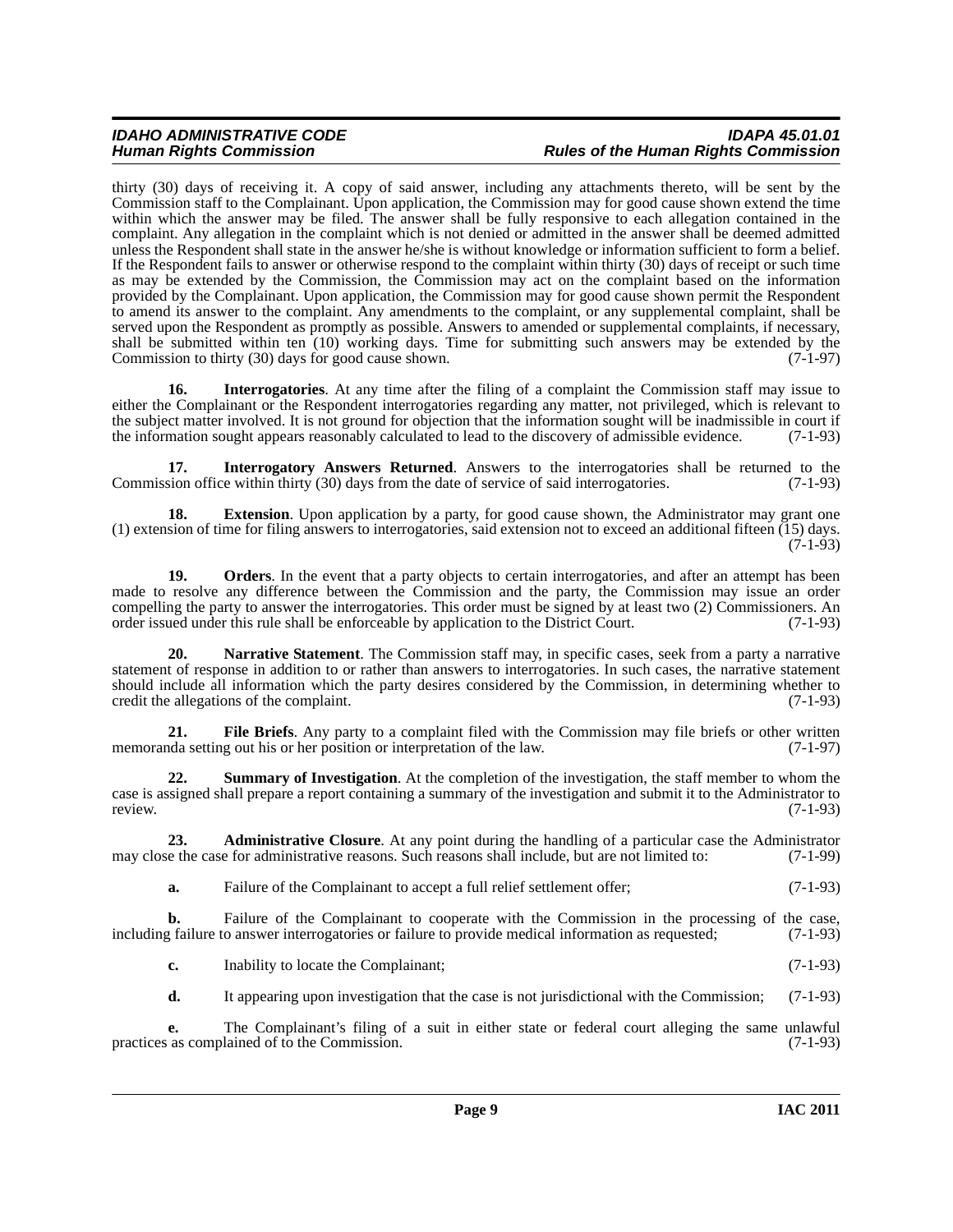thirty (30) days of receiving it. A copy of said answer, including any attachments thereto, will be sent by the Commission staff to the Complainant. Upon application, the Commission may for good cause shown extend the time within which the answer may be filed. The answer shall be fully responsive to each allegation contained in the complaint. Any allegation in the complaint which is not denied or admitted in the answer shall be deemed admitted unless the Respondent shall state in the answer he/she is without knowledge or information sufficient to form a belief. If the Respondent fails to answer or otherwise respond to the complaint within thirty (30) days of receipt or such time as may be extended by the Commission, the Commission may act on the complaint based on the information provided by the Complainant. Upon application, the Commission may for good cause shown permit the Respondent to amend its answer to the complaint. Any amendments to the complaint, or any supplemental complaint, shall be served upon the Respondent as promptly as possible. Answers to amended or supplemental complaints, if necessary, shall be submitted within ten (10) working days. Time for submitting such answers may be extended by the Commission to thirty (30) days for good cause shown. (7-1-97)

**16. Interrogatories**. At any time after the filing of a complaint the Commission staff may issue to either the Complainant or the Respondent interrogatories regarding any matter, not privileged, which is relevant to the subject matter involved. It is not ground for objection that the information sought will be inadmissible in court if the information sought appears reasonably calculated to lead to the discovery of admissible evidence. (7-1-93)

**17. Interrogatory Answers Returned**. Answers to the interrogatories shall be returned to the Commission office within thirty (30) days from the date of service of said interrogatories. (7-1-93)

**18. Extension**. Upon application by a party, for good cause shown, the Administrator may grant one (1) extension of time for filing answers to interrogatories, said extension not to exceed an additional fifteen (15) days. (7-1-93)

**19. Orders**. In the event that a party objects to certain interrogatories, and after an attempt has been made to resolve any difference between the Commission and the party, the Commission may issue an order compelling the party to answer the interrogatories. This order must be signed by at least two (2) Commissioners. An order issued under this rule shall be enforceable by application to the District Court. (7-1-93)

**20. Narrative Statement**. The Commission staff may, in specific cases, seek from a party a narrative statement of response in addition to or rather than answers to interrogatories. In such cases, the narrative statement should include all information which the party desires considered by the Commission, in determining whether to credit the allegations of the complaint. (7-1-93)

**21. File Briefs**. Any party to a complaint filed with the Commission may file briefs or other written memoranda setting out his or her position or interpretation of the law. (7-1-97)

**22. Summary of Investigation**. At the completion of the investigation, the staff member to whom the case is assigned shall prepare a report containing a summary of the investigation and submit it to the Administrator to review. (7-1-93)

**23. Administrative Closure**. At any point during the handling of a particular case the Administrator may close the case for administrative reasons. Such reasons shall include, but are not limited to: (7-1-99)

**a.** Failure of the Complainant to accept a full relief settlement offer; (7-1-93)

**b.** Failure of the Complainant to cooperate with the Commission in the processing of the case, including failure to answer interrogatories or failure to provide medical information as requested; (7-1-93)

**c.** Inability to locate the Complainant; (7-1-93)

**d.** It appearing upon investigation that the case is not jurisdictional with the Commission; (7-1-93)

**e.** The Complainant's filing of a suit in either state or federal court alleging the same unlawful practices as complained of to the Commission. (7-1-93)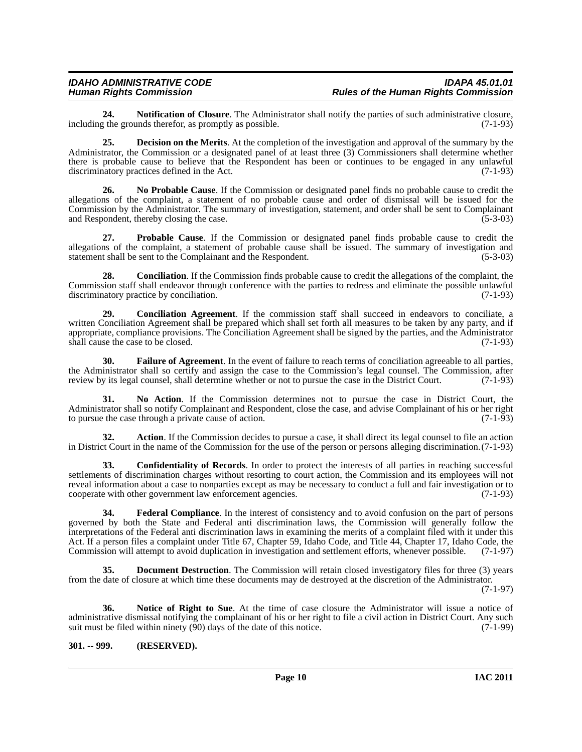**24. Notification of Closure**. The Administrator shall notify the parties of such administrative closure, including the grounds therefor, as promptly as possible. (7-1-93)

**25. Decision on the Merits**. At the completion of the investigation and approval of the summary by the Administrator, the Commission or a designated panel of at least three (3) Commissioners shall determine whether there is probable cause to believe that the Respondent has been or continues to be engaged in any unlawful discriminatory practices defined in the Act. (7-1-93)

**26. No Probable Cause**. If the Commission or designated panel finds no probable cause to credit the allegations of the complaint, a statement of no probable cause and order of dismissal will be issued for the Commission by the Administrator. The summary of investigation, statement, and order shall be sent to Complainant and Respondent, thereby closing the case. (5-3-03)

**27. Probable Cause**. If the Commission or designated panel finds probable cause to credit the allegations of the complaint, a statement of probable cause shall be issued. The summary of investigation and statement shall be sent to the Complainant and the Respondent. (5-3-03)

**28. Conciliation**. If the Commission finds probable cause to credit the allegations of the complaint, the Commission staff shall endeavor through conference with the parties to redress and eliminate the possible unlawful discriminatory practice by conciliation. (7-1-93)

**29. Conciliation Agreement**. If the commission staff shall succeed in endeavors to conciliate, a written Conciliation Agreement shall be prepared which shall set forth all measures to be taken by any party, and if appropriate, compliance provisions. The Conciliation Agreement shall be signed by the parties, and the Administrator shall cause the case to be closed. (7-1-93)

**30. Failure of Agreement**. In the event of failure to reach terms of conciliation agreeable to all parties, the Administrator shall so certify and assign the case to the Commission's legal counsel. The Commission, after review by its legal counsel, shall determine whether or not to pursue the case in the District Court. (7-1-93)

**31. No Action**. If the Commission determines not to pursue the case in District Court, the Administrator shall so notify Complainant and Respondent, close the case, and advise Complainant of his or her right to pursue the case through a private cause of action. (7-1-93)

**32. Action**. If the Commission decides to pursue a case, it shall direct its legal counsel to file an action in District Court in the name of the Commission for the use of the person or persons alleging discrimination. (7-1-93)

**33. Confidentiality of Records**. In order to protect the interests of all parties in reaching successful settlements of discrimination charges without resorting to court action, the Commission and its employees will not reveal information about a case to nonparties except as may be necessary to conduct a full and fair investigation or to cooperate with other government law enforcement agencies. (7-1-93)

**34. Federal Compliance**. In the interest of consistency and to avoid confusion on the part of persons governed by both the State and Federal anti discrimination laws, the Commission will generally follow the interpretations of the Federal anti discrimination laws in examining the merits of a complaint filed with it under this Act. If a person files a complaint under Title 67, Chapter 59, Idaho Code, and Title 44, Chapter 17, Idaho Code, the Commission will attempt to avoid duplication in investigation and settlement efforts, whenever possible. (7-1-97)

**35. Document Destruction**. The Commission will retain closed investigatory files for three (3) years from the date of closure at which time these documents may de destroyed at the discretion of the Administrator. (7-1-97)

**36. Notice of Right to Sue**. At the time of case closure the Administrator will issue a notice of administrative dismissal notifying the complainant of his or her right to file a civil action in District Court. Any such suit must be filed within ninety (90) days of the date of this notice. (7-1-99)

**301. -- 999. (RESERVED).**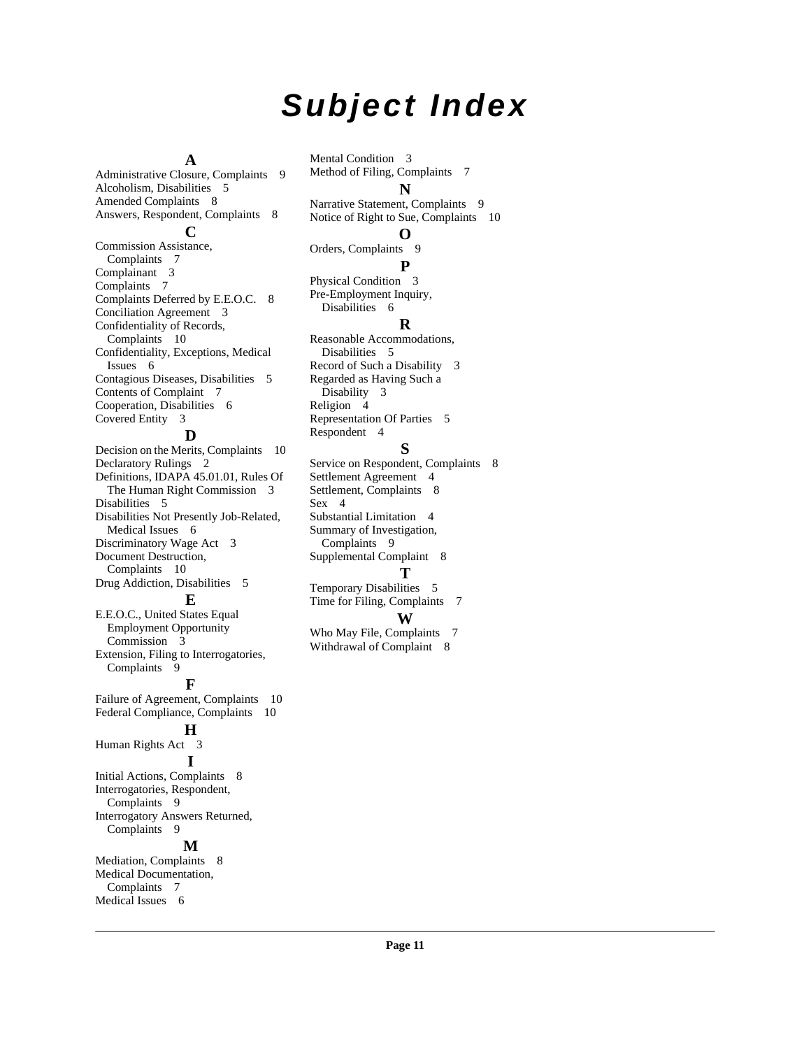# Subject Index

## A

Administrative Closure, Complaints 9
Alcoholism, Disabilities 5
Amended Complaints 8
Answers, Respondent, Complaints 8

## C

Commission Assistance, Complaints 7
Complainant 3
Complaints 7
Complaints Deferred by E.E.O.C. 8
Conciliation Agreement 3
Confidentiality of Records, Complaints 10
Confidentiality, Exceptions, Medical Issues 6
Contagious Diseases, Disabilities 5
Contents of Complaint 7
Cooperation, Disabilities 6
Covered Entity 3

## D

Decision on the Merits, Complaints 10
Declaratory Rulings 2
Definitions, IDAPA 45.01.01, Rules Of The Human Right Commission 3
Disabilities 5
Disabilities Not Presently Job-Related, Medical Issues 6
Discriminatory Wage Act 3
Document Destruction, Complaints 10
Drug Addiction, Disabilities 5

## E

E.E.O.C., United States Equal Employment Opportunity Commission 3
Extension, Filing to Interrogatories, Complaints 9

## F

Failure of Agreement, Complaints 10
Federal Compliance, Complaints 10

## H

Human Rights Act 3

## I

Initial Actions, Complaints 8
Interrogatories, Respondent, Complaints 9
Interrogatory Answers Returned, Complaints 9

## M

Mediation, Complaints 8
Medical Documentation, Complaints 7
Medical Issues 6
Mental Condition 3
Method of Filing, Complaints 7

## N

Narrative Statement, Complaints 9
Notice of Right to Sue, Complaints 10

## O

Orders, Complaints 9

## P

Physical Condition 3
Pre-Employment Inquiry, Disabilities 6

## R

Reasonable Accommodations, Disabilities 5
Record of Such a Disability 3
Regarded as Having Such a Disability 3
Religion 4
Representation Of Parties 5
Respondent 4

## S

Service on Respondent, Complaints 8
Settlement Agreement 4
Settlement, Complaints 8
Sex 4
Substantial Limitation 4
Summary of Investigation, Complaints 9
Supplemental Complaint 8

## T

Temporary Disabilities 5
Time for Filing, Complaints 7

## W

Who May File, Complaints 7
Withdrawal of Complaint 8